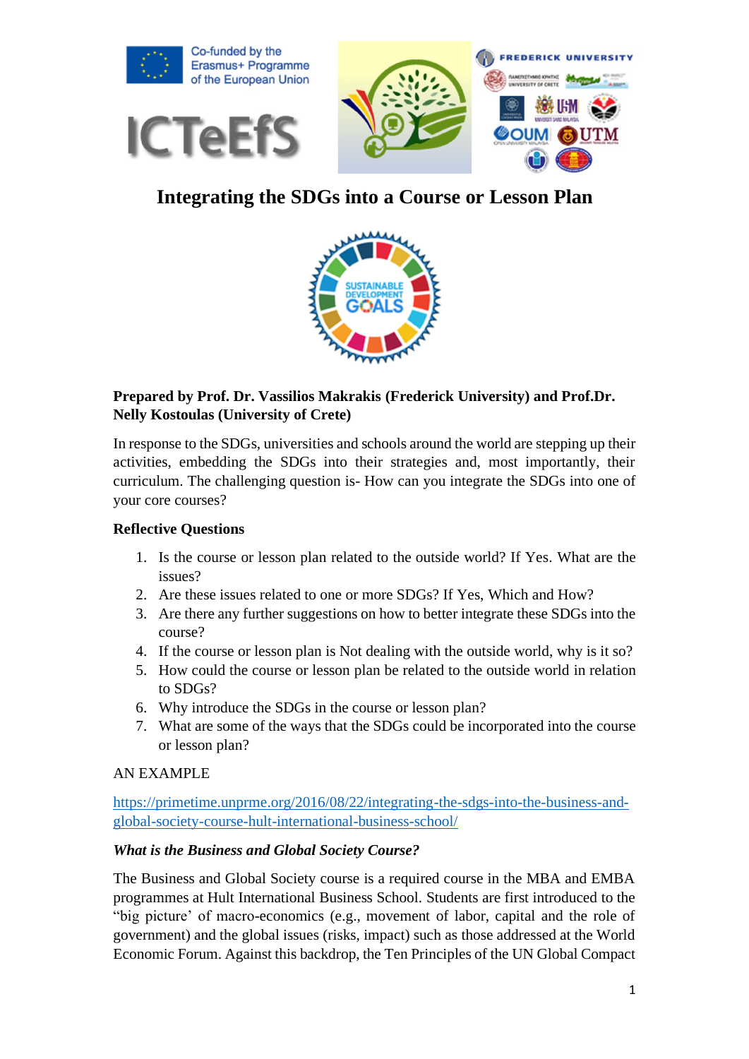Co-funded by the Erasmus+ Programme of the European Union

ICTeEfS

# Integrating the SDGs into a Course or Lesson Plan

**Prepared by Prof. Dr. Vassilios Makrakis (Frederick University) and Prof.Dr. Nelly Kostoulas (University of Crete)**

In response to the SDGs, universities and schools around the world are stepping up their activities, embedding the SDGs into their strategies and, most importantly, their curriculum. The challenging question is- How can you integrate the SDGs into one of your core courses?

## Reflective Questions

1. Is the course or lesson plan related to the outside world? If Yes. What are the issues?
2. Are these issues related to one or more SDGs? If Yes, Which and How?
3. Are there any further suggestions on how to better integrate these SDGs into the course?
4. If the course or lesson plan is Not dealing with the outside world, why is it so?
5. How could the course or lesson plan be related to the outside world in relation to SDGs?
6. Why introduce the SDGs in the course or lesson plan?
7. What are some of the ways that the SDGs could be incorporated into the course or lesson plan?

AN EXAMPLE

https://primetime.unprme.org/2016/08/22/integrating-the-sdgs-into-the-business-and-global-society-course-hult-international-business-school/

***What is the Business and Global Society Course?***

The Business and Global Society course is a required course in the MBA and EMBA programmes at Hult International Business School. Students are first introduced to the “big picture’ of macro-economics (e.g., movement of labor, capital and the role of government) and the global issues (risks, impact) such as those addressed at the World Economic Forum. Against this backdrop, the Ten Principles of the UN Global Compact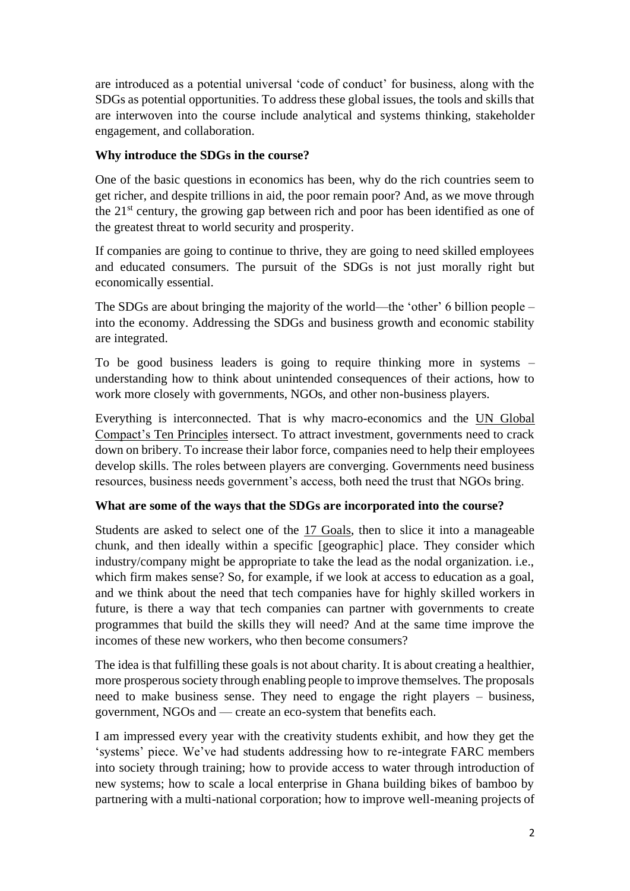are introduced as a potential universal 'code of conduct' for business, along with the SDGs as potential opportunities. To address these global issues, the tools and skills that are interwoven into the course include analytical and systems thinking, stakeholder engagement, and collaboration.

**Why introduce the SDGs in the course?**

One of the basic questions in economics has been, why do the rich countries seem to get richer, and despite trillions in aid, the poor remain poor? And, as we move through the 21st century, the growing gap between rich and poor has been identified as one of the greatest threat to world security and prosperity.

If companies are going to continue to thrive, they are going to need skilled employees and educated consumers. The pursuit of the SDGs is not just morally right but economically essential.

The SDGs are about bringing the majority of the world—the 'other' 6 billion people – into the economy. Addressing the SDGs and business growth and economic stability are integrated.

To be good business leaders is going to require thinking more in systems – understanding how to think about unintended consequences of their actions, how to work more closely with governments, NGOs, and other non-business players.

Everything is interconnected. That is why macro-economics and the UN Global Compact's Ten Principles intersect. To attract investment, governments need to crack down on bribery. To increase their labor force, companies need to help their employees develop skills. The roles between players are converging. Governments need business resources, business needs government's access, both need the trust that NGOs bring.

**What are some of the ways that the SDGs are incorporated into the course?**

Students are asked to select one of the 17 Goals, then to slice it into a manageable chunk, and then ideally within a specific [geographic] place. They consider which industry/company might be appropriate to take the lead as the nodal organization. i.e., which firm makes sense? So, for example, if we look at access to education as a goal, and we think about the need that tech companies have for highly skilled workers in future, is there a way that tech companies can partner with governments to create programmes that build the skills they will need? And at the same time improve the incomes of these new workers, who then become consumers?

The idea is that fulfilling these goals is not about charity. It is about creating a healthier, more prosperous society through enabling people to improve themselves. The proposals need to make business sense. They need to engage the right players – business, government, NGOs and — create an eco-system that benefits each.

I am impressed every year with the creativity students exhibit, and how they get the 'systems' piece. We've had students addressing how to re-integrate FARC members into society through training; how to provide access to water through introduction of new systems; how to scale a local enterprise in Ghana building bikes of bamboo by partnering with a multi-national corporation; how to improve well-meaning projects of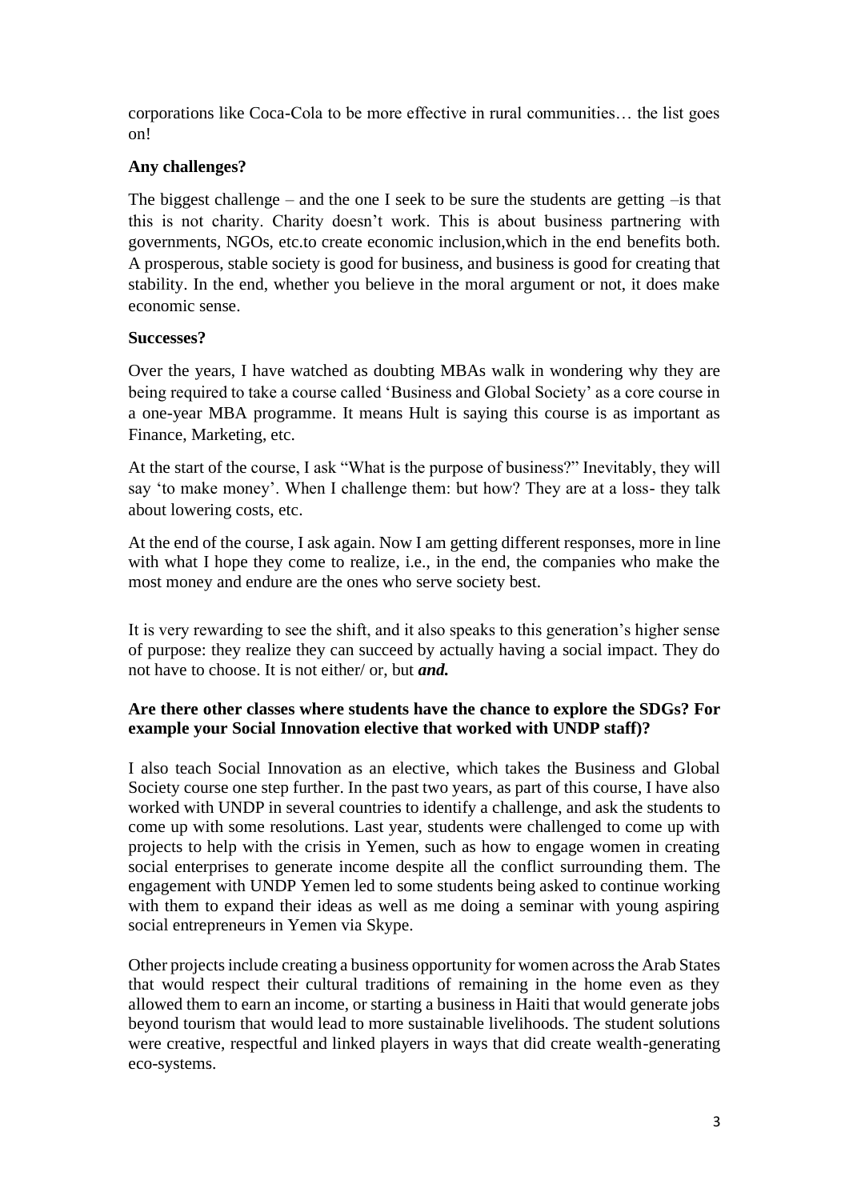corporations like Coca-Cola to be more effective in rural communities… the list goes on!

**Any challenges?**

The biggest challenge – and the one I seek to be sure the students are getting –is that this is not charity. Charity doesn't work. This is about business partnering with governments, NGOs, etc.to create economic inclusion,which in the end benefits both. A prosperous, stable society is good for business, and business is good for creating that stability. In the end, whether you believe in the moral argument or not, it does make economic sense.

**Successes?**

Over the years, I have watched as doubting MBAs walk in wondering why they are being required to take a course called 'Business and Global Society' as a core course in a one-year MBA programme. It means Hult is saying this course is as important as Finance, Marketing, etc.

At the start of the course, I ask "What is the purpose of business?" Inevitably, they will say 'to make money'. When I challenge them: but how? They are at a loss- they talk about lowering costs, etc.

At the end of the course, I ask again. Now I am getting different responses, more in line with what I hope they come to realize, i.e., in the end, the companies who make the most money and endure are the ones who serve society best.

It is very rewarding to see the shift, and it also speaks to this generation's higher sense of purpose: they realize they can succeed by actually having a social impact. They do not have to choose. It is not either/ or, but ***and.***

**Are there other classes where students have the chance to explore the SDGs? For example your Social Innovation elective that worked with UNDP staff)?**

I also teach Social Innovation as an elective, which takes the Business and Global Society course one step further. In the past two years, as part of this course, I have also worked with UNDP in several countries to identify a challenge, and ask the students to come up with some resolutions. Last year, students were challenged to come up with projects to help with the crisis in Yemen, such as how to engage women in creating social enterprises to generate income despite all the conflict surrounding them. The engagement with UNDP Yemen led to some students being asked to continue working with them to expand their ideas as well as me doing a seminar with young aspiring social entrepreneurs in Yemen via Skype.

Other projects include creating a business opportunity for women across the Arab States that would respect their cultural traditions of remaining in the home even as they allowed them to earn an income, or starting a business in Haiti that would generate jobs beyond tourism that would lead to more sustainable livelihoods. The student solutions were creative, respectful and linked players in ways that did create wealth-generating eco-systems.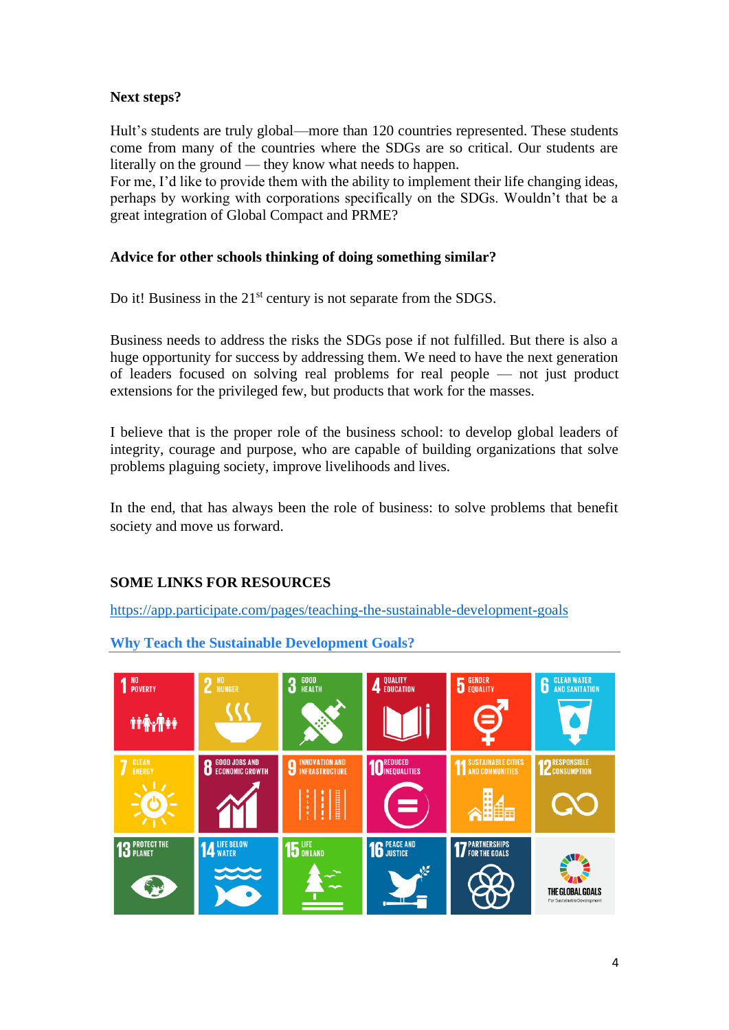**Next steps?**

Hult's students are truly global—more than 120 countries represented. These students come from many of the countries where the SDGs are so critical. Our students are literally on the ground — they know what needs to happen.
For me, I'd like to provide them with the ability to implement their life changing ideas, perhaps by working with corporations specifically on the SDGs. Wouldn't that be a great integration of Global Compact and PRME?

**Advice for other schools thinking of doing something similar?**

Do it! Business in the 21st century is not separate from the SDGS.

Business needs to address the risks the SDGs pose if not fulfilled. But there is also a huge opportunity for success by addressing them. We need to have the next generation of leaders focused on solving real problems for real people — not just product extensions for the privileged few, but products that work for the masses.

I believe that is the proper role of the business school: to develop global leaders of integrity, courage and purpose, who are capable of building organizations that solve problems plaguing society, improve livelihoods and lives.

In the end, that has always been the role of business: to solve problems that benefit society and move us forward.

**SOME LINKS FOR RESOURCES**

https://app.participate.com/pages/teaching-the-sustainable-development-goals

**Why Teach the Sustainable Development Goals?**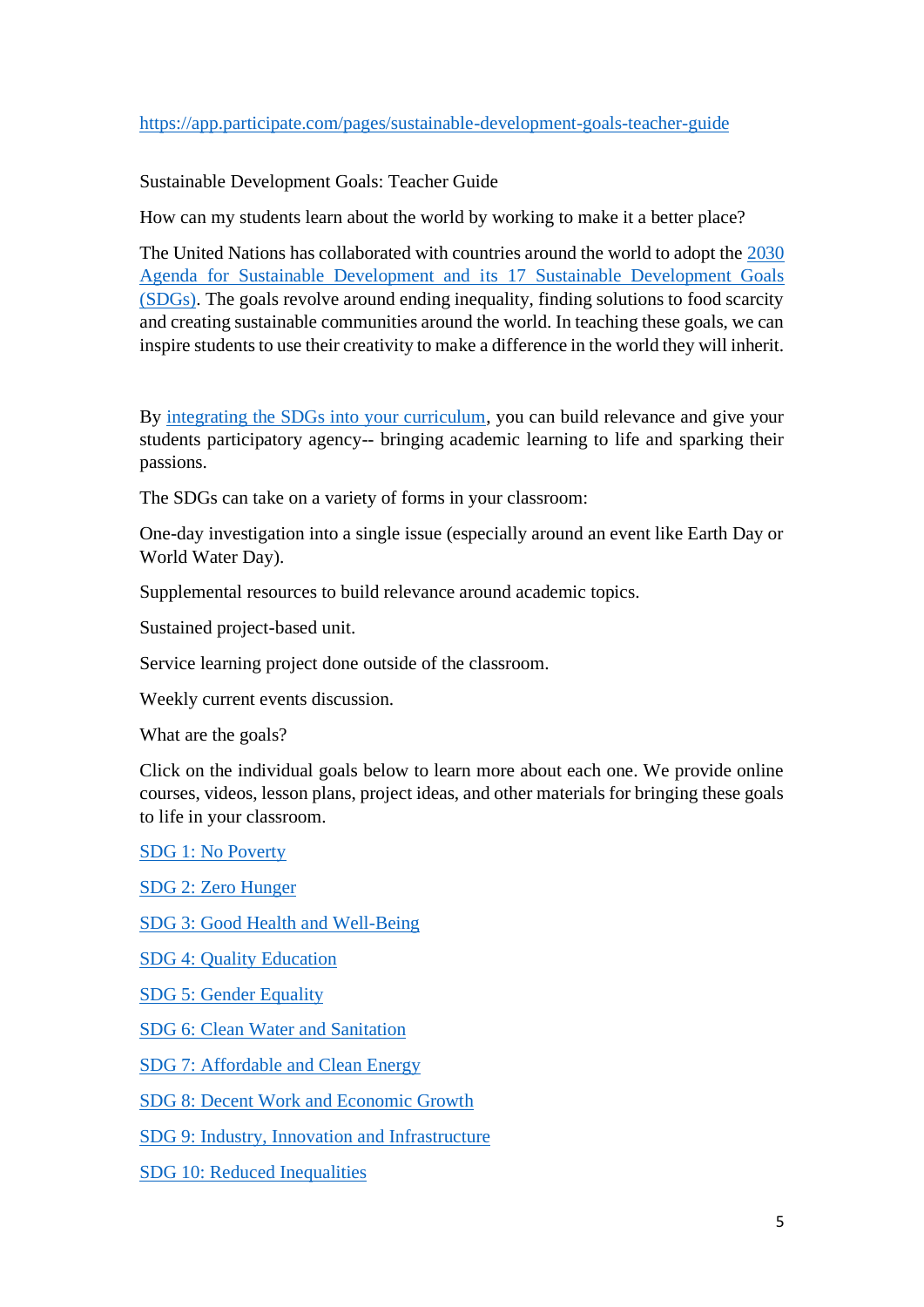https://app.participate.com/pages/sustainable-development-goals-teacher-guide

Sustainable Development Goals: Teacher Guide

How can my students learn about the world by working to make it a better place?

The United Nations has collaborated with countries around the world to adopt the [2030 Agenda for Sustainable Development and its 17 Sustainable Development Goals (SDGs)](). The goals revolve around ending inequality, finding solutions to food scarcity and creating sustainable communities around the world. In teaching these goals, we can inspire students to use their creativity to make a difference in the world they will inherit.

By [integrating the SDGs into your curriculum](), you can build relevance and give your students participatory agency-- bringing academic learning to life and sparking their passions.

The SDGs can take on a variety of forms in your classroom:

One-day investigation into a single issue (especially around an event like Earth Day or World Water Day).

Supplemental resources to build relevance around academic topics.

Sustained project-based unit.

Service learning project done outside of the classroom.

Weekly current events discussion.

What are the goals?

Click on the individual goals below to learn more about each one. We provide online courses, videos, lesson plans, project ideas, and other materials for bringing these goals to life in your classroom.

[SDG 1: No Poverty]()

[SDG 2: Zero Hunger]()

[SDG 3: Good Health and Well-Being]()

[SDG 4: Quality Education]()

[SDG 5: Gender Equality]()

[SDG 6: Clean Water and Sanitation]()

[SDG 7: Affordable and Clean Energy]()

[SDG 8: Decent Work and Economic Growth]()

[SDG 9: Industry, Innovation and Infrastructure]()

[SDG 10: Reduced Inequalities]()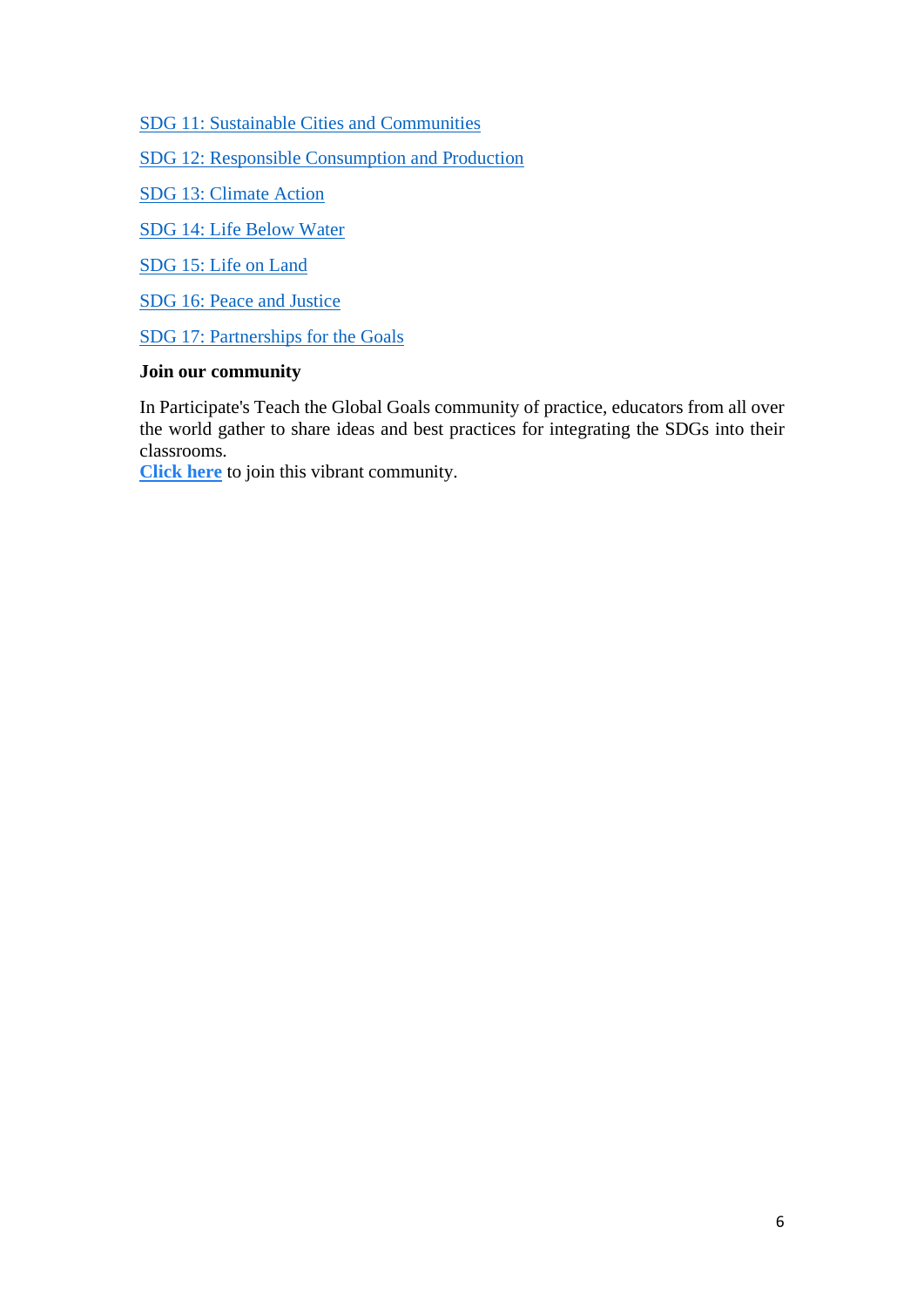SDG 11: Sustainable Cities and Communities

SDG 12: Responsible Consumption and Production

SDG 13: Climate Action

SDG 14: Life Below Water

SDG 15: Life on Land

SDG 16: Peace and Justice

SDG 17: Partnerships for the Goals

**Join our community**

In Participate's Teach the Global Goals community of practice, educators from all over the world gather to share ideas and best practices for integrating the SDGs into their classrooms.
**Click here** to join this vibrant community.